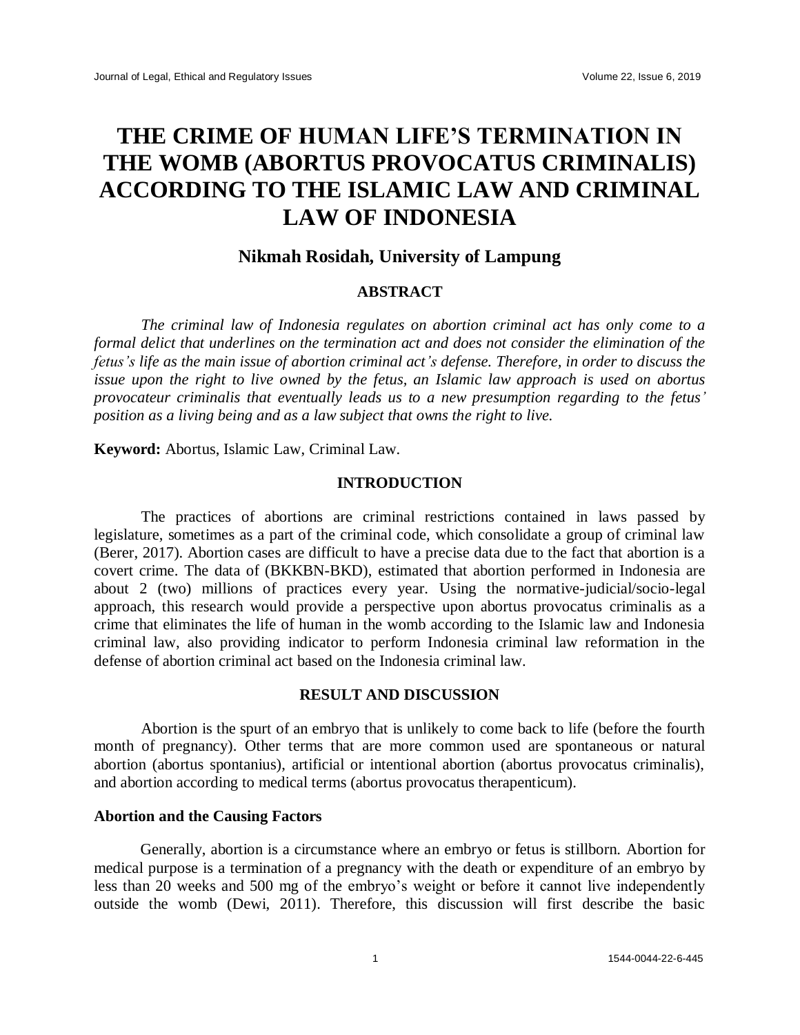# THE CRIME OF HUMAN LIFE'S TERMINATION IN THE WOMB (ABORTUS PROVOCATUS CRIMINALIS) ACCORDING TO THE ISLAMIC LAW AND CRIMINAL LAW OF INDONESIA

### Nikmah Rosidah, University of Lampung

## ABSTRACT

*The criminal law of Indonesia regulates on abortion criminal act has only come to a formal delict that underlines on the termination act and does not consider the elimination of the fetus's life as the main issue of abortion criminal act's defense. Therefore, in order to discuss the issue upon the right to live owned by the fetus, an Islamic law approach is used on abortus provocateur criminalis that eventually leads us to a new presumption regarding to the fetus' position as a living being and as a law subject that owns the right to live.*

**Keyword:** Abortus, Islamic Law, Criminal Law.

## INTRODUCTION

The practices of abortions are criminal restrictions contained in laws passed by legislature, sometimes as a part of the criminal code, which consolidate a group of criminal law (Berer, 2017). Abortion cases are difficult to have a precise data due to the fact that abortion is a covert crime. The data of (BKKBN-BKD), estimated that abortion performed in Indonesia are about 2 (two) millions of practices every year. Using the normative-judicial/socio-legal approach, this research would provide a perspective upon abortus provocatus criminalis as a crime that eliminates the life of human in the womb according to the Islamic law and Indonesia criminal law, also providing indicator to perform Indonesia criminal law reformation in the defense of abortion criminal act based on the Indonesia criminal law.

## RESULT AND DISCUSSION

Abortion is the spurt of an embryo that is unlikely to come back to life (before the fourth month of pregnancy). Other terms that are more common used are spontaneous or natural abortion (abortus spontanius), artificial or intentional abortion (abortus provocatus criminalis), and abortion according to medical terms (abortus provocatus therapenticum).

### Abortion and the Causing Factors

Generally, abortion is a circumstance where an embryo or fetus is stillborn. Abortion for medical purpose is a termination of a pregnancy with the death or expenditure of an embryo by less than 20 weeks and 500 mg of the embryo's weight or before it cannot live independently outside the womb (Dewi, 2011). Therefore, this discussion will first describe the basic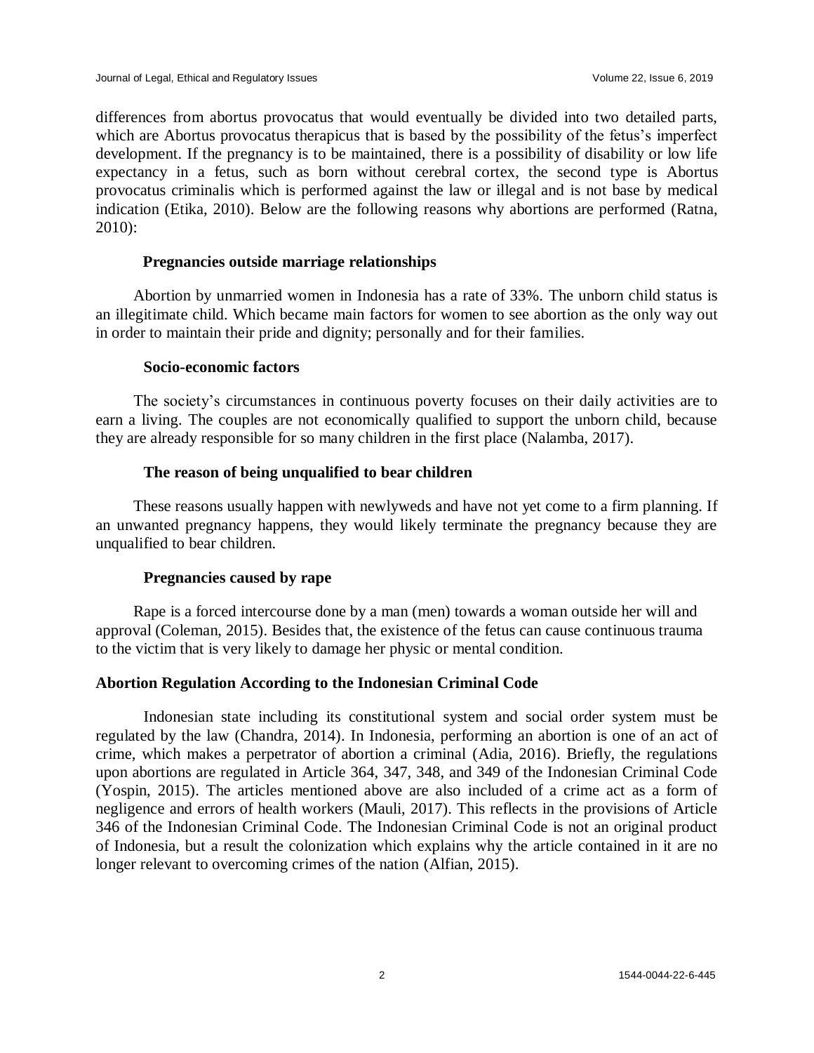differences from abortus provocatus that would eventually be divided into two detailed parts, which are Abortus provocatus therapicus that is based by the possibility of the fetus's imperfect development. If the pregnancy is to be maintained, there is a possibility of disability or low life expectancy in a fetus, such as born without cerebral cortex, the second type is Abortus provocatus criminalis which is performed against the law or illegal and is not base by medical indication (Etika, 2010). Below are the following reasons why abortions are performed (Ratna, 2010):

**Pregnancies outside marriage relationships**

Abortion by unmarried women in Indonesia has a rate of 33%. The unborn child status is an illegitimate child. Which became main factors for women to see abortion as the only way out in order to maintain their pride and dignity; personally and for their families.

**Socio-economic factors**

The society's circumstances in continuous poverty focuses on their daily activities are to earn a living. The couples are not economically qualified to support the unborn child, because they are already responsible for so many children in the first place (Nalamba, 2017).

**The reason of being unqualified to bear children**

These reasons usually happen with newlyweds and have not yet come to a firm planning. If an unwanted pregnancy happens, they would likely terminate the pregnancy because they are unqualified to bear children.

**Pregnancies caused by rape**

Rape is a forced intercourse done by a man (men) towards a woman outside her will and approval (Coleman, 2015). Besides that, the existence of the fetus can cause continuous trauma to the victim that is very likely to damage her physic or mental condition.

## Abortion Regulation According to the Indonesian Criminal Code

Indonesian state including its constitutional system and social order system must be regulated by the law (Chandra, 2014). In Indonesia, performing an abortion is one of an act of crime, which makes a perpetrator of abortion a criminal (Adia, 2016). Briefly, the regulations upon abortions are regulated in Article 364, 347, 348, and 349 of the Indonesian Criminal Code (Yospin, 2015). The articles mentioned above are also included of a crime act as a form of negligence and errors of health workers (Mauli, 2017). This reflects in the provisions of Article 346 of the Indonesian Criminal Code. The Indonesian Criminal Code is not an original product of Indonesia, but a result the colonization which explains why the article contained in it are no longer relevant to overcoming crimes of the nation (Alfian, 2015).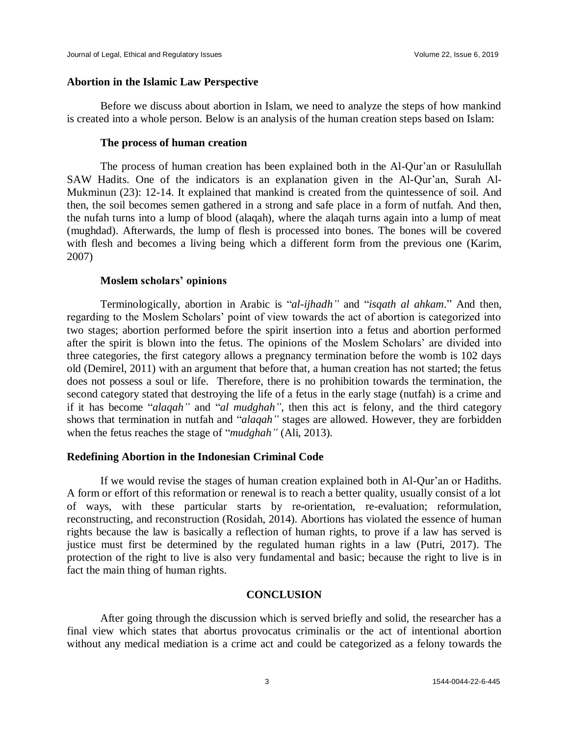## Abortion in the Islamic Law Perspective

Before we discuss about abortion in Islam, we need to analyze the steps of how mankind is created into a whole person. Below is an analysis of the human creation steps based on Islam:

### The process of human creation

The process of human creation has been explained both in the Al-Qur'an or Rasulullah SAW Hadits. One of the indicators is an explanation given in the Al-Qur'an, Surah Al-Mukminun (23): 12-14. It explained that mankind is created from the quintessence of soil. And then, the soil becomes semen gathered in a strong and safe place in a form of nutfah. And then, the nufah turns into a lump of blood (alaqah), where the alaqah turns again into a lump of meat (mughdad). Afterwards, the lump of flesh is processed into bones. The bones will be covered with flesh and becomes a living being which a different form from the previous one (Karim, 2007)

### Moslem scholars' opinions

Terminologically, abortion in Arabic is "*al-ijhadh"* and "*isqath al ahkam*." And then, regarding to the Moslem Scholars' point of view towards the act of abortion is categorized into two stages; abortion performed before the spirit insertion into a fetus and abortion performed after the spirit is blown into the fetus. The opinions of the Moslem Scholars' are divided into three categories, the first category allows a pregnancy termination before the womb is 102 days old (Demirel, 2011) with an argument that before that, a human creation has not started; the fetus does not possess a soul or life. Therefore, there is no prohibition towards the termination, the second category stated that destroying the life of a fetus in the early stage (nutfah) is a crime and if it has become "*alaqah"* and "*al mudghah"*, then this act is felony, and the third category shows that termination in nutfah and "*alaqah"* stages are allowed. However, they are forbidden when the fetus reaches the stage of "*mudghah"* (Ali, 2013).

## Redefining Abortion in the Indonesian Criminal Code

If we would revise the stages of human creation explained both in Al-Qur'an or Hadiths. A form or effort of this reformation or renewal is to reach a better quality, usually consist of a lot of ways, with these particular starts by re-orientation, re-evaluation; reformulation, reconstructing, and reconstruction (Rosidah, 2014). Abortions has violated the essence of human rights because the law is basically a reflection of human rights, to prove if a law has served is justice must first be determined by the regulated human rights in a law (Putri, 2017). The protection of the right to live is also very fundamental and basic; because the right to live is in fact the main thing of human rights.

## CONCLUSION

After going through the discussion which is served briefly and solid, the researcher has a final view which states that abortus provocatus criminalis or the act of intentional abortion without any medical mediation is a crime act and could be categorized as a felony towards the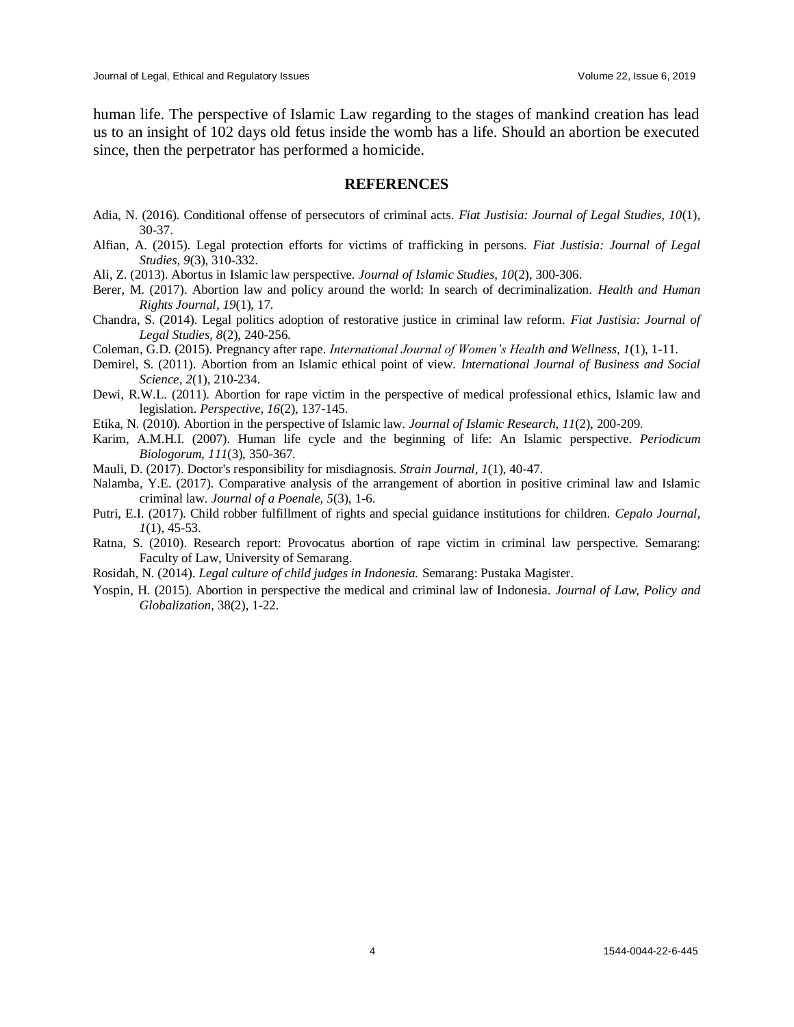human life. The perspective of Islamic Law regarding to the stages of mankind creation has lead us to an insight of 102 days old fetus inside the womb has a life. Should an abortion be executed since, then the perpetrator has performed a homicide.

## REFERENCES

Adia, N. (2016). Conditional offense of persecutors of criminal acts. *Fiat Justisia: Journal of Legal Studies, 10*(1), 30-37.

Alfian, A. (2015). Legal protection efforts for victims of trafficking in persons. *Fiat Justisia: Journal of Legal Studies, 9*(3), 310-332.

Ali, Z. (2013). Abortus in Islamic law perspective. *Journal of Islamic Studies, 10*(2), 300-306.

Berer, M. (2017). Abortion law and policy around the world: In search of decriminalization. *Health and Human Rights Journal*, *19*(1), 17.

Chandra, S. (2014). Legal politics adoption of restorative justice in criminal law reform. *Fiat Justisia: Journal of Legal Studies, 8*(2), 240-256.

Coleman, G.D. (2015). Pregnancy after rape. *International Journal of Women's Health and Wellness, 1*(1), 1-11.

Demirel, S. (2011). Abortion from an Islamic ethical point of view. *International Journal of Business and Social Science*, *2*(1), 210-234.

Dewi, R.W.L. (2011). Abortion for rape victim in the perspective of medical professional ethics, Islamic law and legislation. *Perspective, 16*(2), 137-145.

Etika, N. (2010). Abortion in the perspective of Islamic law. *Journal of Islamic Research, 11*(2), 200-209.

Karim, A.M.H.I. (2007). Human life cycle and the beginning of life: An Islamic perspective. *Periodicum Biologorum*, *111*(3), 350-367.

Mauli, D. (2017). Doctor's responsibility for misdiagnosis. *Strain Journal, 1*(1), 40-47.

Nalamba, Y.E. (2017). Comparative analysis of the arrangement of abortion in positive criminal law and Islamic criminal law. *Journal of a Poenale, 5*(3), 1-6.

Putri, E.I. (2017). Child robber fulfillment of rights and special guidance institutions for children. *Cepalo Journal*, *1*(1), 45-53.

Ratna, S. (2010). Research report: Provocatus abortion of rape victim in criminal law perspective. Semarang: Faculty of Law, University of Semarang.

Rosidah, N. (2014). *Legal culture of child judges in Indonesia.* Semarang: Pustaka Magister.

Yospin, H. (2015). Abortion in perspective the medical and criminal law of Indonesia. *Journal of Law, Policy and Globalization*, 38(2), 1-22.